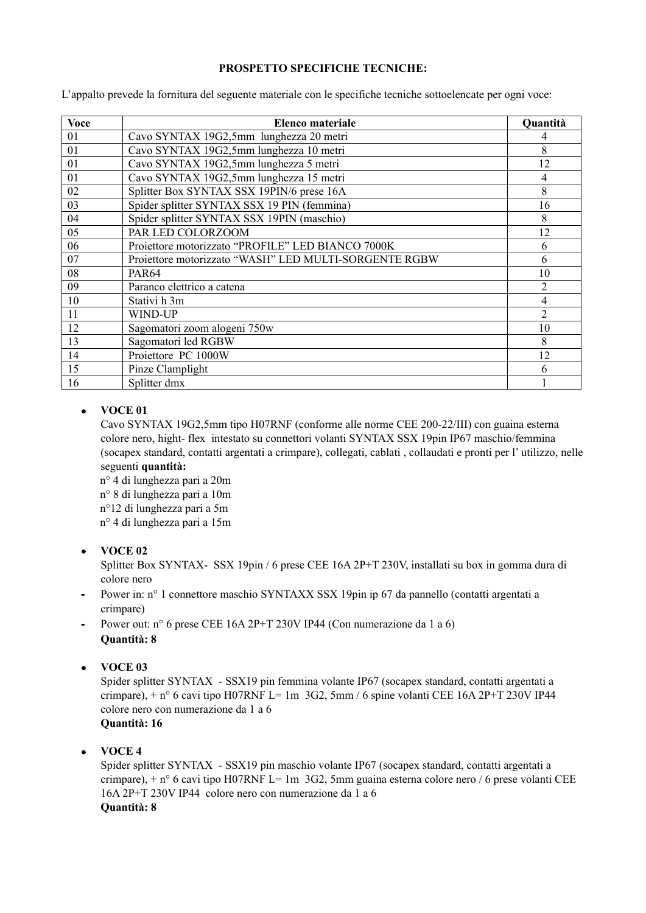**PROSPETTO SPECIFICHE TECNICHE:**

L'appalto prevede la fornitura del seguente materiale con le specifiche tecniche sottoelencate per ogni voce:

| Voce | Elenco materiale | Quantità |
|---|---|---|
| 01 | Cavo SYNTAX 19G2,5mm lunghezza 20 metri | 4 |
| 01 | Cavo SYNTAX 19G2,5mm lunghezza 10 metri | 8 |
| 01 | Cavo SYNTAX 19G2,5mm lunghezza 5 metri | 12 |
| 01 | Cavo SYNTAX 19G2,5mm lunghezza 15 metri | 4 |
| 02 | Splitter Box SYNTAX SSX 19PIN/6 prese 16A | 8 |
| 03 | Spider splitter SYNTAX SSX 19 PIN (femmina) | 16 |
| 04 | Spider splitter SYNTAX SSX 19PIN (maschio) | 8 |
| 05 | PAR LED COLORZOOM | 12 |
| 06 | Proiettore motorizzato "PROFILE" LED BIANCO 7000K | 6 |
| 07 | Proiettore motorizzato "WASH" LED MULTI-SORGENTE RGBW | 6 |
| 08 | PAR64 | 10 |
| 09 | Paranco elettrico a catena | 2 |
| 10 | Stativi h 3m | 4 |
| 11 | WIND-UP | 2 |
| 12 | Sagomatori zoom alogeni 750w | 10 |
| 13 | Sagomatori led RGBW | 8 |
| 14 | Proiettore PC 1000W | 12 |
| 15 | Pinze Clamplight | 6 |
| 16 | Splitter dmx | 1 |

- **VOCE 01**
  Cavo SYNTAX 19G2,5mm tipo H07RNF (conforme alle norme CEE 200-22/III) con guaina esterna colore nero, hight- flex intestato su connettori volanti SYNTAX SSX 19pin IP67 maschio/femmina (socapex standard, contatti argentati a crimpare), collegati, cablati , collaudati e pronti per l' utilizzo, nelle seguenti **quantità:**
  n° 4 di lunghezza pari a 20m
  n° 8 di lunghezza pari a 10m
  n°12 di lunghezza pari a 5m
  n° 4 di lunghezza pari a 15m

- **VOCE 02**
  Splitter Box SYNTAX- SSX 19pin / 6 prese CEE 16A 2P+T 230V, installati su box in gomma dura di colore nero

- Power in: n° 1 connettore maschio SYNTAXX SSX 19pin ip 67 da pannello (contatti argentati a crimpare)
- Power out: n° 6 prese CEE 16A 2P+T 230V IP44 (Con numerazione da 1 a 6)
  **Quantità: 8**

- **VOCE 03**
  Spider splitter SYNTAX - SSX19 pin femmina volante IP67 (socapex standard, contatti argentati a crimpare), + n° 6 cavi tipo H07RNF L= 1m 3G2, 5mm / 6 spine volanti CEE 16A 2P+T 230V IP44 colore nero con numerazione da 1 a 6
  **Quantità: 16**

- **VOCE 4**
  Spider splitter SYNTAX - SSX19 pin maschio volante IP67 (socapex standard, contatti argentati a crimpare), + n° 6 cavi tipo H07RNF L= 1m 3G2, 5mm guaina esterna colore nero / 6 prese volanti CEE 16A 2P+T 230V IP44 colore nero con numerazione da 1 a 6
  **Quantità: 8**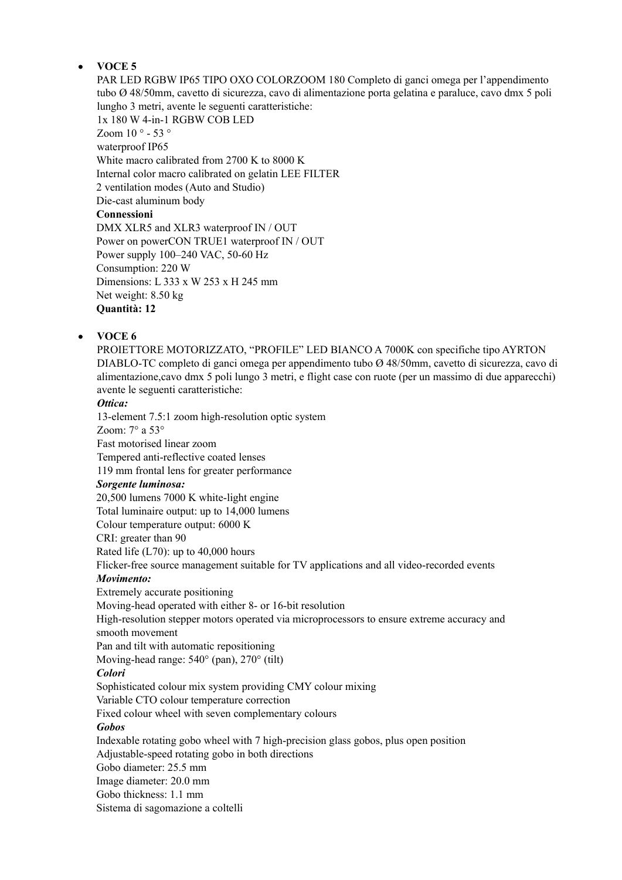- **VOCE 5**

  PAR LED RGBW IP65 TIPO OXO COLORZOOM 180 Completo di ganci omega per l'appendimento tubo Ø 48/50mm, cavetto di sicurezza, cavo di alimentazione porta gelatina e paraluce, cavo dmx 5 poli lungho 3 metri, avente le seguenti caratteristiche:
  1x 180 W 4-in-1 RGBW COB LED
  Zoom 10 ° - 53 °
  waterproof IP65
  White macro calibrated from 2700 K to 8000 K
  Internal color macro calibrated on gelatin LEE FILTER
  2 ventilation modes (Auto and Studio)
  Die-cast aluminum body
  **Connessioni**
  DMX XLR5 and XLR3 waterproof IN / OUT
  Power on powerCON TRUE1 waterproof IN / OUT
  Power supply 100–240 VAC, 50-60 Hz
  Consumption: 220 W
  Dimensions: L 333 x W 253 x H 245 mm
  Net weight: 8.50 kg
  **Quantità: 12**

- **VOCE 6**

  PROIETTORE MOTORIZZATO, "PROFILE" LED BIANCO A 7000K con specifiche tipo AYRTON DIABLO-TC completo di ganci omega per appendimento tubo Ø 48/50mm, cavetto di sicurezza, cavo di alimentazione,cavo dmx 5 poli lungo 3 metri, e flight case con ruote (per un massimo di due apparecchi) avente le seguenti caratteristiche:
  ***Ottica:***
  13-element 7.5:1 zoom high-resolution optic system
  Zoom: 7° a 53°
  Fast motorised linear zoom
  Tempered anti-reflective coated lenses
  119 mm frontal lens for greater performance
  ***Sorgente luminosa:***
  20,500 lumens 7000 K white-light engine
  Total luminaire output: up to 14,000 lumens
  Colour temperature output: 6000 K
  CRI: greater than 90
  Rated life (L70): up to 40,000 hours
  Flicker-free source management suitable for TV applications and all video-recorded events
  ***Movimento:***
  Extremely accurate positioning
  Moving-head operated with either 8- or 16-bit resolution
  High-resolution stepper motors operated via microprocessors to ensure extreme accuracy and smooth movement
  Pan and tilt with automatic repositioning
  Moving-head range: 540° (pan), 270° (tilt)
  ***Colori***
  Sophisticated colour mix system providing CMY colour mixing
  Variable CTO colour temperature correction
  Fixed colour wheel with seven complementary colours
  ***Gobos***
  Indexable rotating gobo wheel with 7 high-precision glass gobos, plus open position
  Adjustable-speed rotating gobo in both directions
  Gobo diameter: 25.5 mm
  Image diameter: 20.0 mm
  Gobo thickness: 1.1 mm
  Sistema di sagomazione a coltelli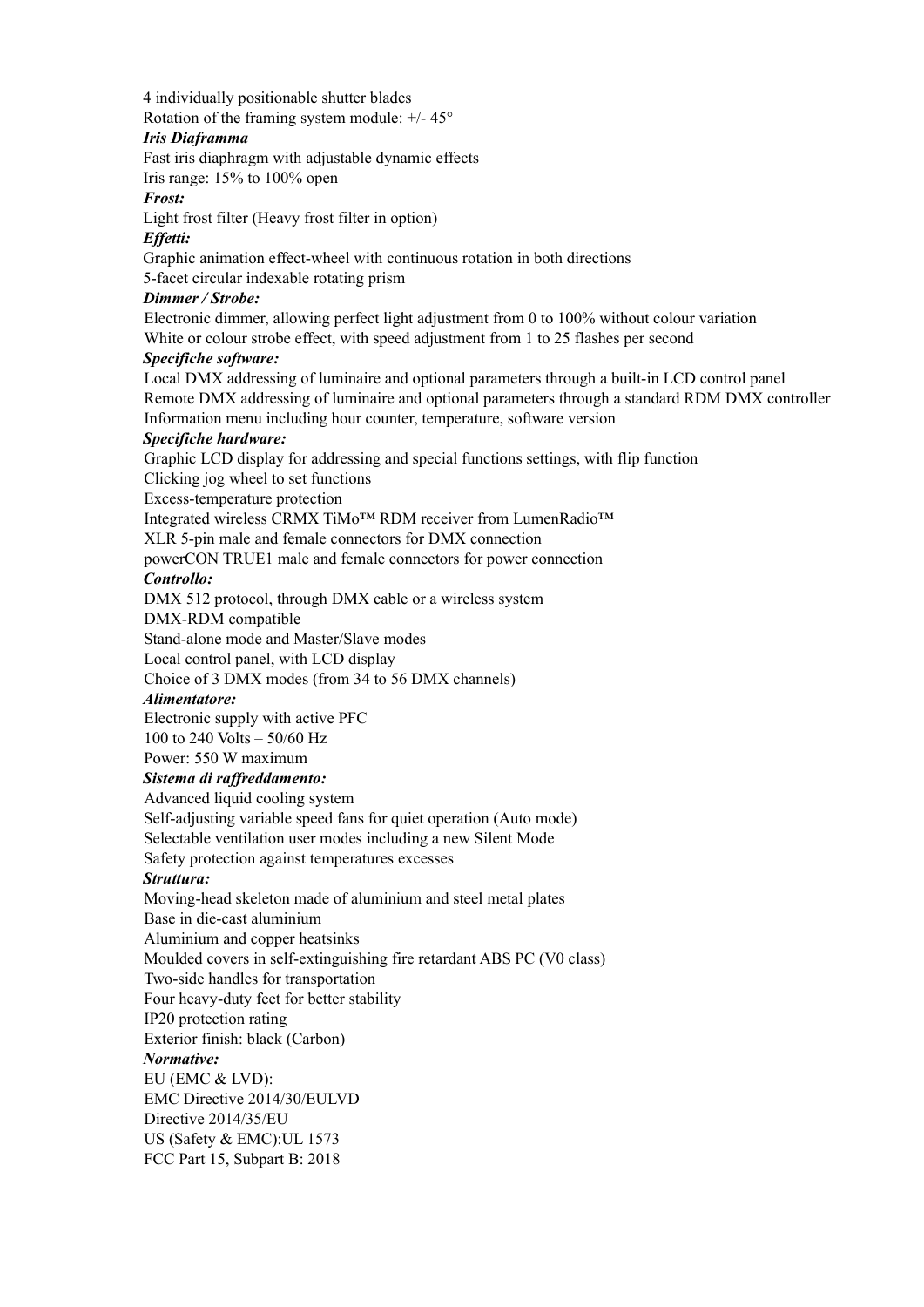4 individually positionable shutter blades
Rotation of the framing system module: +/- 45°

***Iris Diaframma***

Fast iris diaphragm with adjustable dynamic effects
Iris range: 15% to 100% open

***Frost:***

Light frost filter (Heavy frost filter in option)

***Effetti:***

Graphic animation effect-wheel with continuous rotation in both directions
5-facet circular indexable rotating prism

***Dimmer / Strobe:***

Electronic dimmer, allowing perfect light adjustment from 0 to 100% without colour variation
White or colour strobe effect, with speed adjustment from 1 to 25 flashes per second

***Specifiche software:***

Local DMX addressing of luminaire and optional parameters through a built-in LCD control panel
Remote DMX addressing of luminaire and optional parameters through a standard RDM DMX controller
Information menu including hour counter, temperature, software version

***Specifiche hardware:***

Graphic LCD display for addressing and special functions settings, with flip function
Clicking jog wheel to set functions
Excess-temperature protection
Integrated wireless CRMX TiMo™ RDM receiver from LumenRadio™
XLR 5-pin male and female connectors for DMX connection
powerCON TRUE1 male and female connectors for power connection

***Controllo:***

DMX 512 protocol, through DMX cable or a wireless system
DMX-RDM compatible
Stand-alone mode and Master/Slave modes
Local control panel, with LCD display
Choice of 3 DMX modes (from 34 to 56 DMX channels)

***Alimentatore:***

Electronic supply with active PFC
100 to 240 Volts – 50/60 Hz
Power: 550 W maximum

***Sistema di raffreddamento:***

Advanced liquid cooling system
Self-adjusting variable speed fans for quiet operation (Auto mode)
Selectable ventilation user modes including a new Silent Mode
Safety protection against temperatures excesses

***Struttura:***

Moving-head skeleton made of aluminium and steel metal plates
Base in die-cast aluminium
Aluminium and copper heatsinks
Moulded covers in self-extinguishing fire retardant ABS PC (V0 class)
Two-side handles for transportation
Four heavy-duty feet for better stability
IP20 protection rating
Exterior finish: black (Carbon)

***Normative:***

EU (EMC & LVD):
EMC Directive 2014/30/EULVD
Directive 2014/35/EU
US (Safety & EMC):UL 1573
FCC Part 15, Subpart B: 2018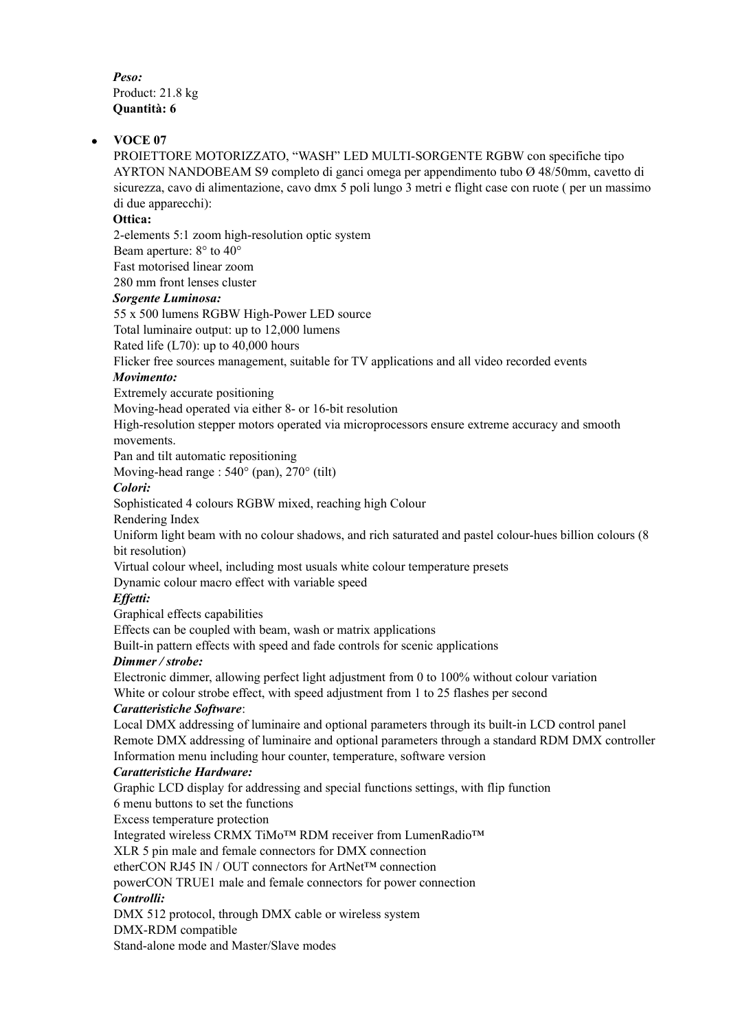*Peso:*
Product: 21.8 kg
**Quantità: 6**

- **VOCE 07**
  PROIETTORE MOTORIZZATO, "WASH" LED MULTI-SORGENTE RGBW con specifiche tipo AYRTON NANDOBEAM S9 completo di ganci omega per appendimento tubo Ø 48/50mm, cavetto di sicurezza, cavo di alimentazione, cavo dmx 5 poli lungo 3 metri e flight case con ruote ( per un massimo di due apparecchi):
  **Ottica:**
  2-elements 5:1 zoom high-resolution optic system
  Beam aperture: 8° to 40°
  Fast motorised linear zoom
  280 mm front lenses cluster
  ***Sorgente Luminosa:***
  55 x 500 lumens RGBW High-Power LED source
  Total luminaire output: up to 12,000 lumens
  Rated life (L70): up to 40,000 hours
  Flicker free sources management, suitable for TV applications and all video recorded events
  ***Movimento:***
  Extremely accurate positioning
  Moving-head operated via either 8- or 16-bit resolution
  High-resolution stepper motors operated via microprocessors ensure extreme accuracy and smooth movements.
  Pan and tilt automatic repositioning
  Moving-head range : 540° (pan), 270° (tilt)
  ***Colori:***
  Sophisticated 4 colours RGBW mixed, reaching high Colour
  Rendering Index
  Uniform light beam with no colour shadows, and rich saturated and pastel colour-hues billion colours (8 bit resolution)
  Virtual colour wheel, including most usuals white colour temperature presets
  Dynamic colour macro effect with variable speed
  ***Effetti:***
  Graphical effects capabilities
  Effects can be coupled with beam, wash or matrix applications
  Built-in pattern effects with speed and fade controls for scenic applications
  ***Dimmer / strobe:***
  Electronic dimmer, allowing perfect light adjustment from 0 to 100% without colour variation
  White or colour strobe effect, with speed adjustment from 1 to 25 flashes per second
  ***Caratteristiche Software***:
  Local DMX addressing of luminaire and optional parameters through its built-in LCD control panel
  Remote DMX addressing of luminaire and optional parameters through a standard RDM DMX controller
  Information menu including hour counter, temperature, software version
  ***Caratteristiche Hardware:***
  Graphic LCD display for addressing and special functions settings, with flip function
  6 menu buttons to set the functions
  Excess temperature protection
  Integrated wireless CRMX TiMo™ RDM receiver from LumenRadio™
  XLR 5 pin male and female connectors for DMX connection
  etherCON RJ45 IN / OUT connectors for ArtNet™ connection
  powerCON TRUE1 male and female connectors for power connection
  ***Controlli:***
  DMX 512 protocol, through DMX cable or wireless system
  DMX-RDM compatible
  Stand-alone mode and Master/Slave modes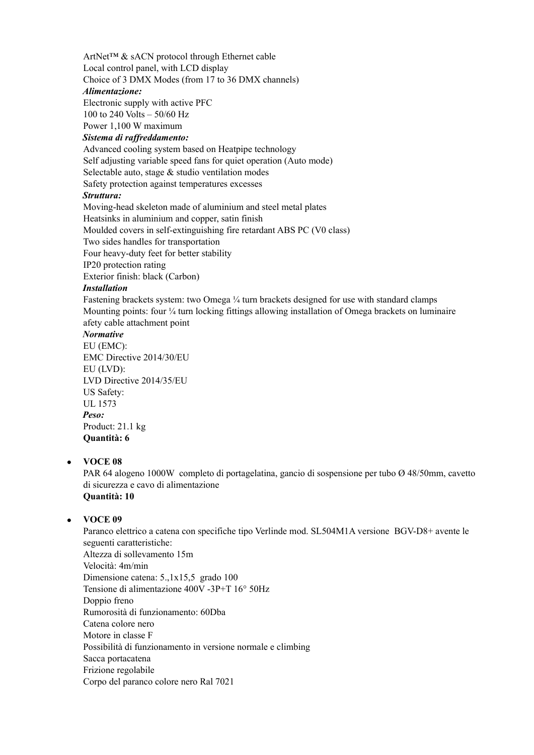ArtNet™ & sACN protocol through Ethernet cable
Local control panel, with LCD display
Choice of 3 DMX Modes (from 17 to 36 DMX channels)

***Alimentazione:***

Electronic supply with active PFC
100 to 240 Volts – 50/60 Hz
Power 1,100 W maximum

***Sistema di raffreddamento:***

Advanced cooling system based on Heatpipe technology
Self adjusting variable speed fans for quiet operation (Auto mode)
Selectable auto, stage & studio ventilation modes
Safety protection against temperatures excesses

***Struttura:***

Moving-head skeleton made of aluminium and steel metal plates
Heatsinks in aluminium and copper, satin finish
Moulded covers in self-extinguishing fire retardant ABS PC (V0 class)
Two sides handles for transportation
Four heavy-duty feet for better stability
IP20 protection rating
Exterior finish: black (Carbon)

***Installation***

Fastening brackets system: two Omega ¼ turn brackets designed for use with standard clamps
Mounting points: four ¼ turn locking fittings allowing installation of Omega brackets on luminaire
afety cable attachment point

***Normative***

EU (EMC):
EMC Directive 2014/30/EU
EU (LVD):
LVD Directive 2014/35/EU
US Safety:
UL 1573

***Peso:***

Product: 21.1 kg
**Quantità: 6**

- **VOCE 08**
  PAR 64 alogeno 1000W completo di portagelatina, gancio di sospensione per tubo Ø 48/50mm, cavetto di sicurezza e cavo di alimentazione
  **Quantità: 10**

- **VOCE 09**
  Paranco elettrico a catena con specifiche tipo Verlinde mod. SL504M1A versione BGV-D8+ avente le seguenti caratteristiche:
  Altezza di sollevamento 15m
  Velocità: 4m/min
  Dimensione catena: 5.,1x15,5 grado 100
  Tensione di alimentazione 400V -3P+T 16° 50Hz
  Doppio freno
  Rumorosità di funzionamento: 60Dba
  Catena colore nero
  Motore in classe F
  Possibilità di funzionamento in versione normale e climbing
  Sacca portacatena
  Frizione regolabile
  Corpo del paranco colore nero Ral 7021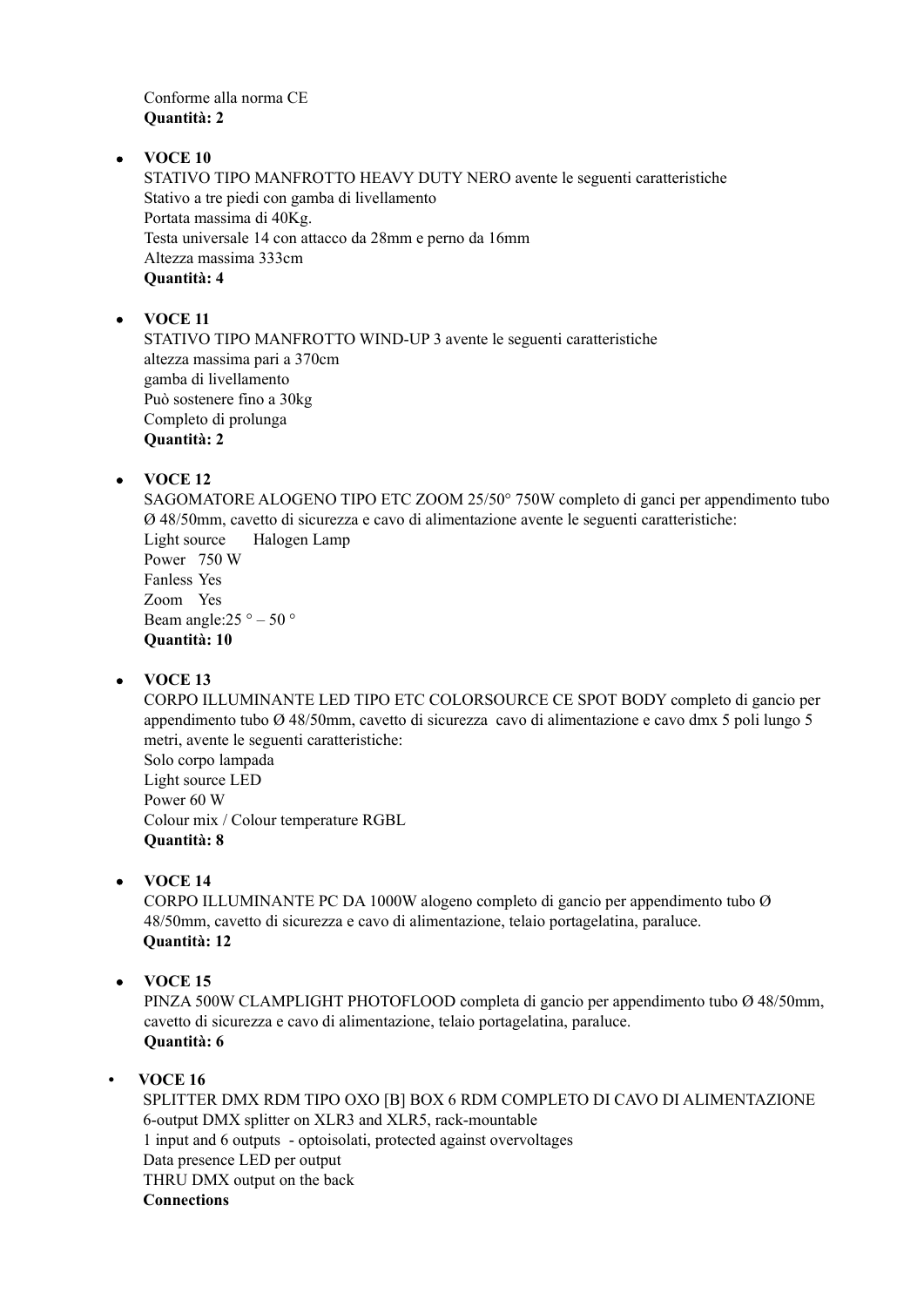Conforme alla norma CE
**Quantità: 2**

- **VOCE 10**
  STATIVO TIPO MANFROTTO HEAVY DUTY NERO avente le seguenti caratteristiche
  Stativo a tre piedi con gamba di livellamento
  Portata massima di 40Kg.
  Testa universale 14 con attacco da 28mm e perno da 16mm
  Altezza massima 333cm
  **Quantità: 4**

- **VOCE 11**
  STATIVO TIPO MANFROTTO WIND-UP 3 avente le seguenti caratteristiche
  altezza massima pari a 370cm
  gamba di livellamento
  Può sostenere fino a 30kg
  Completo di prolunga
  **Quantità: 2**

- **VOCE 12**
  SAGOMATORE ALOGENO TIPO ETC ZOOM 25/50° 750W completo di ganci per appendimento tubo Ø 48/50mm, cavetto di sicurezza e cavo di alimentazione avente le seguenti caratteristiche:
  Light source Halogen Lamp
  Power 750 W
  Fanless Yes
  Zoom Yes
  Beam angle:25 ° – 50 °
  **Quantità: 10**

- **VOCE 13**
  CORPO ILLUMINANTE LED TIPO ETC COLORSOURCE CE SPOT BODY completo di gancio per appendimento tubo Ø 48/50mm, cavetto di sicurezza cavo di alimentazione e cavo dmx 5 poli lungo 5 metri, avente le seguenti caratteristiche:
  Solo corpo lampada
  Light source LED
  Power 60 W
  Colour mix / Colour temperature RGBL
  **Quantità: 8**

- **VOCE 14**
  CORPO ILLUMINANTE PC DA 1000W alogeno completo di gancio per appendimento tubo Ø 48/50mm, cavetto di sicurezza e cavo di alimentazione, telaio portagelatina, paraluce.
  **Quantità: 12**

- **VOCE 15**
  PINZA 500W CLAMPLIGHT PHOTOFLOOD completa di gancio per appendimento tubo Ø 48/50mm, cavetto di sicurezza e cavo di alimentazione, telaio portagelatina, paraluce.
  **Quantità: 6**

- **VOCE 16**
  SPLITTER DMX RDM TIPO OXO [B] BOX 6 RDM COMPLETO DI CAVO DI ALIMENTAZIONE
  6-output DMX splitter on XLR3 and XLR5, rack-mountable
  1 input and 6 outputs - optoisolati, protected against overvoltages
  Data presence LED per output
  THRU DMX output on the back
  **Connections**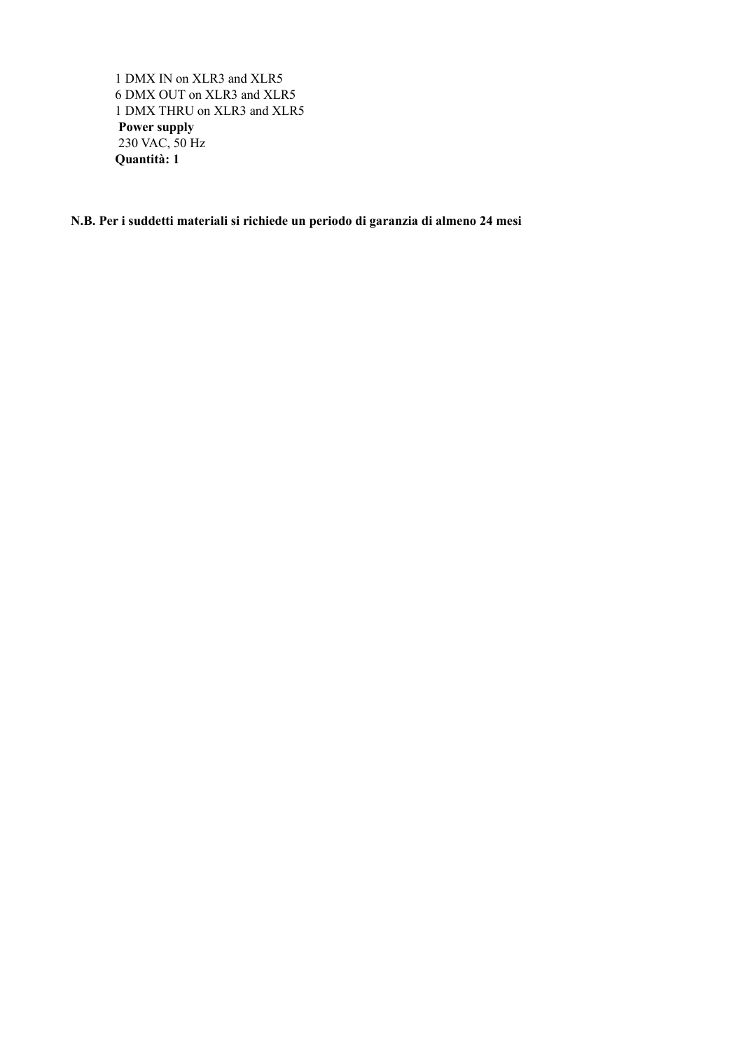1 DMX IN on XLR3 and XLR5
6 DMX OUT on XLR3 and XLR5
1 DMX THRU on XLR3 and XLR5
**Power supply**
230 VAC, 50 Hz
**Quantità: 1**

**N.B. Per i suddetti materiali si richiede un periodo di garanzia di almeno 24 mesi**